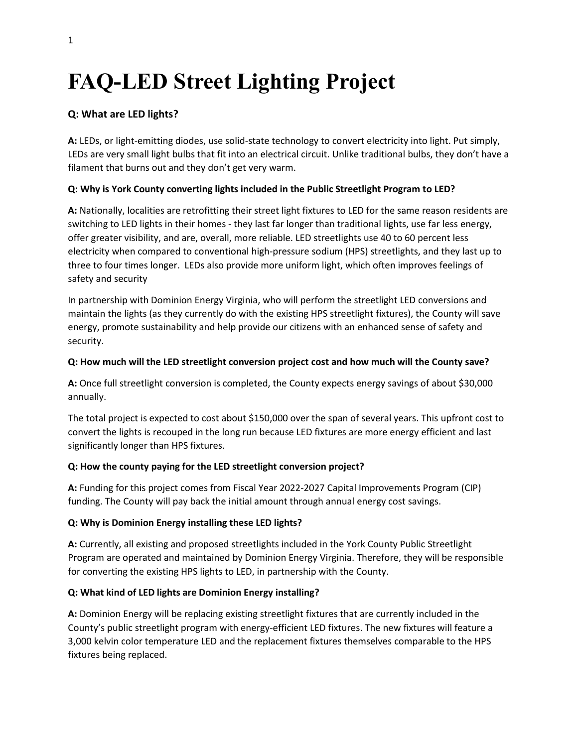# FAQ-LED Street Lighting Project

### Q: What are LED lights?

**A:** LEDs, or light-emitting diodes, use solid-state technology to convert electricity into light. Put simply, LEDs are very small light bulbs that fit into an electrical circuit. Unlike traditional bulbs, they don't have a filament that burns out and they don't get very warm.

**Q: Why is York County converting lights included in the Public Streetlight Program to LED?**

**A:** Nationally, localities are retrofitting their street light fixtures to LED for the same reason residents are switching to LED lights in their homes - they last far longer than traditional lights, use far less energy, offer greater visibility, and are, overall, more reliable. LED streetlights use 40 to 60 percent less electricity when compared to conventional high-pressure sodium (HPS) streetlights, and they last up to three to four times longer. LEDs also provide more uniform light, which often improves feelings of safety and security

In partnership with Dominion Energy Virginia, who will perform the streetlight LED conversions and maintain the lights (as they currently do with the existing HPS streetlight fixtures), the County will save energy, promote sustainability and help provide our citizens with an enhanced sense of safety and security.

**Q: How much will the LED streetlight conversion project cost and how much will the County save?**

**A:** Once full streetlight conversion is completed, the County expects energy savings of about $30,000 annually.

The total project is expected to cost about $150,000 over the span of several years. This upfront cost to convert the lights is recouped in the long run because LED fixtures are more energy efficient and last significantly longer than HPS fixtures.

**Q: How the county paying for the LED streetlight conversion project?**

**A:** Funding for this project comes from Fiscal Year 2022-2027 Capital Improvements Program (CIP) funding. The County will pay back the initial amount through annual energy cost savings.

**Q: Why is Dominion Energy installing these LED lights?**

**A:** Currently, all existing and proposed streetlights included in the York County Public Streetlight Program are operated and maintained by Dominion Energy Virginia. Therefore, they will be responsible for converting the existing HPS lights to LED, in partnership with the County.

**Q: What kind of LED lights are Dominion Energy installing?**

**A:** Dominion Energy will be replacing existing streetlight fixtures that are currently included in the County's public streetlight program with energy-efficient LED fixtures. The new fixtures will feature a 3,000 kelvin color temperature LED and the replacement fixtures themselves comparable to the HPS fixtures being replaced.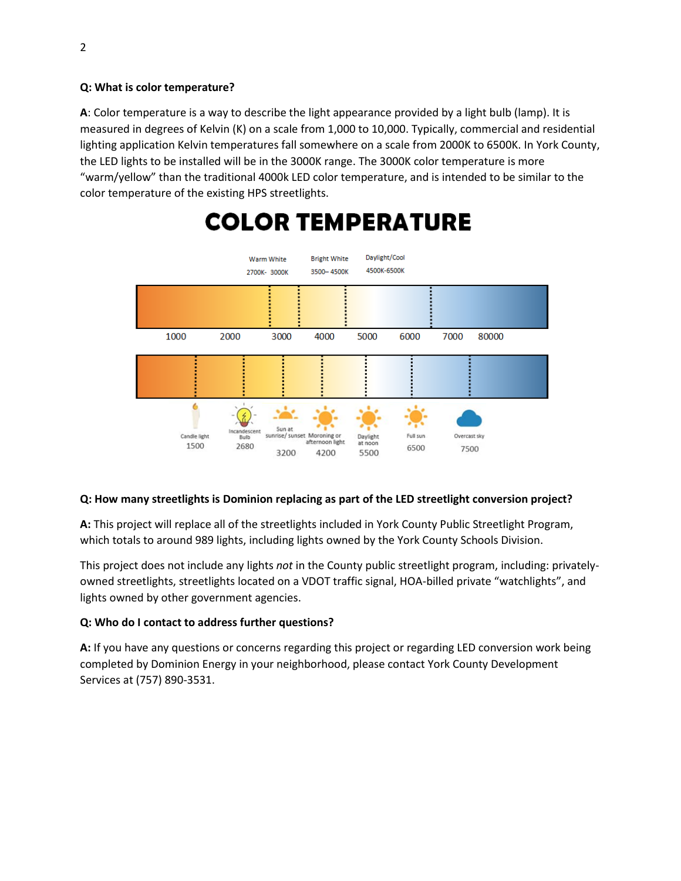**Q: What is color temperature?**

**A**: Color temperature is a way to describe the light appearance provided by a light bulb (lamp). It is measured in degrees of Kelvin (K) on a scale from 1,000 to 10,000. Typically, commercial and residential lighting application Kelvin temperatures fall somewhere on a scale from 2000K to 6500K. In York County, the LED lights to be installed will be in the 3000K range. The 3000K color temperature is more "warm/yellow" than the traditional 4000k LED color temperature, and is intended to be similar to the color temperature of the existing HPS streetlights.

COLOR TEMPERATURE

Warm White 2700K- 3000K
Bright White 3500– 4500K
Daylight/Cool 4500K-6500K

1000 2000 3000 4000 5000 6000 7000 80000

Candle light 1500
Incandescent Bulb 2680
Sun at sunrise/ sunset 3200
Moroning or afternoon light 4200
Daylight at noon 5500
Full sun 6500
Overcast sky 7500

**Q: How many streetlights is Dominion replacing as part of the LED streetlight conversion project?**

**A:** This project will replace all of the streetlights included in York County Public Streetlight Program, which totals to around 989 lights, including lights owned by the York County Schools Division.

This project does not include any lights *not* in the County public streetlight program, including: privately-owned streetlights, streetlights located on a VDOT traffic signal, HOA-billed private "watchlights", and lights owned by other government agencies.

**Q: Who do I contact to address further questions?**

**A:** If you have any questions or concerns regarding this project or regarding LED conversion work being completed by Dominion Energy in your neighborhood, please contact York County Development Services at (757) 890-3531.